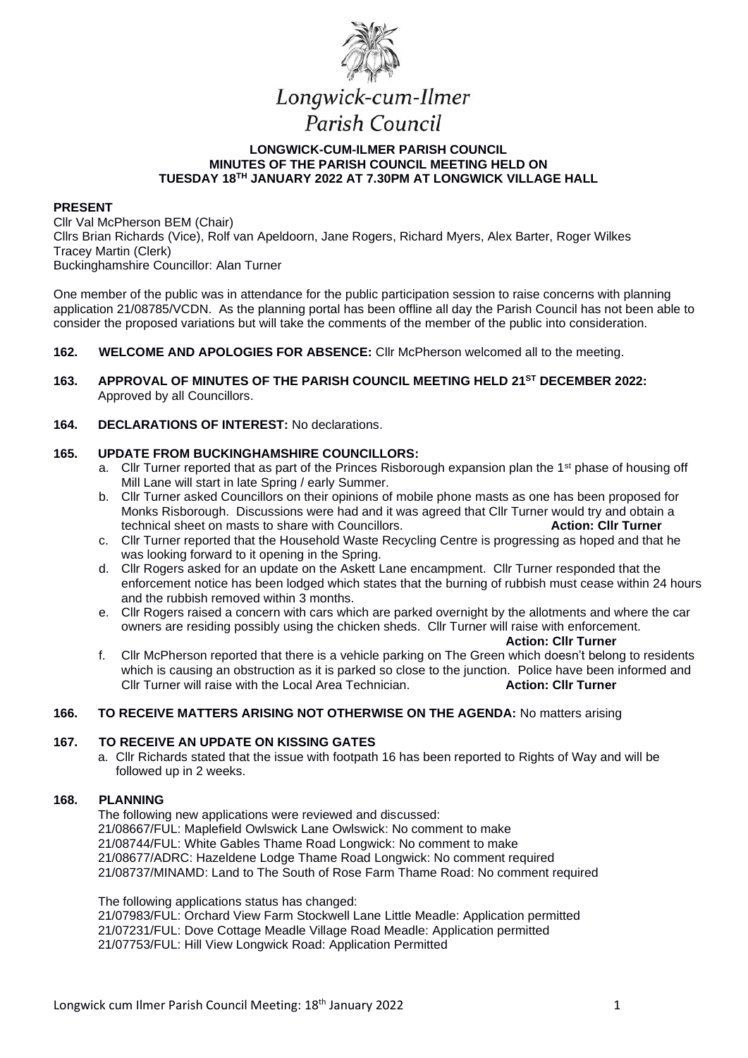# Longwick-cum-Ilmer Parish Council

**LONGWICK-CUM-ILMER PARISH COUNCIL**
**MINUTES OF THE PARISH COUNCIL MEETING HELD ON**
**TUESDAY 18TH JANUARY 2022 AT 7.30PM AT LONGWICK VILLAGE HALL**

**PRESENT**
Cllr Val McPherson BEM (Chair)
Cllrs Brian Richards (Vice), Rolf van Apeldoorn, Jane Rogers, Richard Myers, Alex Barter, Roger Wilkes
Tracey Martin (Clerk)
Buckinghamshire Councillor: Alan Turner

One member of the public was in attendance for the public participation session to raise concerns with planning application 21/08785/VCDN. As the planning portal has been offline all day the Parish Council has not been able to consider the proposed variations but will take the comments of the member of the public into consideration.

**162. WELCOME AND APOLOGIES FOR ABSENCE:** Cllr McPherson welcomed all to the meeting.

**163. APPROVAL OF MINUTES OF THE PARISH COUNCIL MEETING HELD 21ST DECEMBER 2022:** Approved by all Councillors.

**164. DECLARATIONS OF INTEREST:** No declarations.

**165. UPDATE FROM BUCKINGHAMSHIRE COUNCILLORS:**

a. Cllr Turner reported that as part of the Princes Risborough expansion plan the 1st phase of housing off Mill Lane will start in late Spring / early Summer.

b. Cllr Turner asked Councillors on their opinions of mobile phone masts as one has been proposed for Monks Risborough. Discussions were had and it was agreed that Cllr Turner would try and obtain a technical sheet on masts to share with Councillors. **Action: Cllr Turner**

c. Cllr Turner reported that the Household Waste Recycling Centre is progressing as hoped and that he was looking forward to it opening in the Spring.

d. Cllr Rogers asked for an update on the Askett Lane encampment. Cllr Turner responded that the enforcement notice has been lodged which states that the burning of rubbish must cease within 24 hours and the rubbish removed within 3 months.

e. Cllr Rogers raised a concern with cars which are parked overnight by the allotments and where the car owners are residing possibly using the chicken sheds. Cllr Turner will raise with enforcement. **Action: Cllr Turner**

f. Cllr McPherson reported that there is a vehicle parking on The Green which doesn't belong to residents which is causing an obstruction as it is parked so close to the junction. Police have been informed and Cllr Turner will raise with the Local Area Technician. **Action: Cllr Turner**

**166. TO RECEIVE MATTERS ARISING NOT OTHERWISE ON THE AGENDA:** No matters arising

**167. TO RECEIVE AN UPDATE ON KISSING GATES**

a. Cllr Richards stated that the issue with footpath 16 has been reported to Rights of Way and will be followed up in 2 weeks.

**168. PLANNING**

The following new applications were reviewed and discussed:
21/08667/FUL: Maplefield Owlswick Lane Owlswick: No comment to make
21/08744/FUL: White Gables Thame Road Longwick: No comment to make
21/08677/ADRC: Hazeldene Lodge Thame Road Longwick: No comment required
21/08737/MINAMD: Land to The South of Rose Farm Thame Road: No comment required

The following applications status has changed:
21/07983/FUL: Orchard View Farm Stockwell Lane Little Meadle: Application permitted
21/07231/FUL: Dove Cottage Meadle Village Road Meadle: Application permitted
21/07753/FUL: Hill View Longwick Road: Application Permitted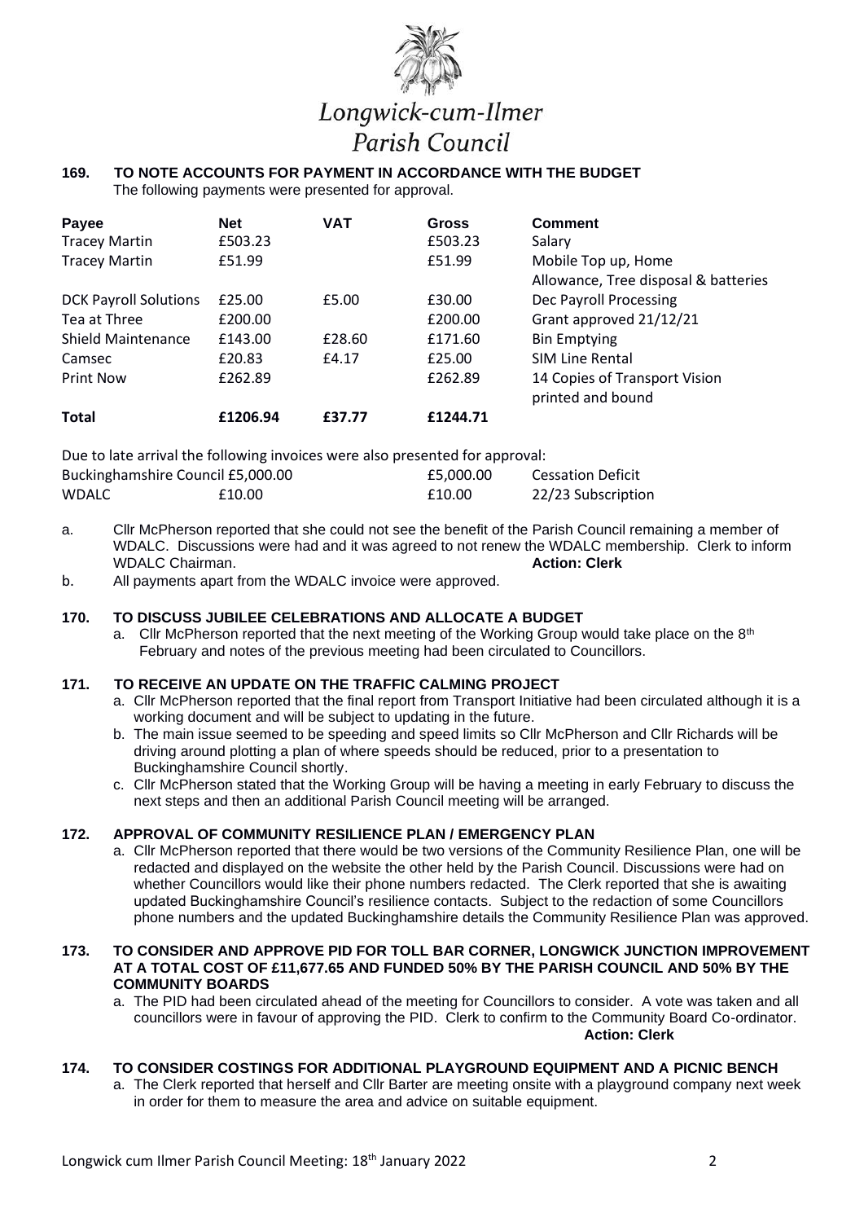# Longwick-cum-Ilmer Parish Council

## 169. TO NOTE ACCOUNTS FOR PAYMENT IN ACCORDANCE WITH THE BUDGET

The following payments were presented for approval.

| Payee | Net | VAT | Gross | Comment |
|---|---|---|---|---|
| Tracey Martin | £503.23 | | £503.23 | Salary |
| Tracey Martin | £51.99 | | £51.99 | Mobile Top up, Home Allowance, Tree disposal & batteries |
| DCK Payroll Solutions | £25.00 | £5.00 | £30.00 | Dec Payroll Processing |
| Tea at Three | £200.00 | | £200.00 | Grant approved 21/12/21 |
| Shield Maintenance | £143.00 | £28.60 | £171.60 | Bin Emptying |
| Camsec | £20.83 | £4.17 | £25.00 | SIM Line Rental |
| Print Now | £262.89 | | £262.89 | 14 Copies of Transport Vision printed and bound |
| **Total** | **£1206.94** | **£37.77** | **£1244.71** | |

Due to late arrival the following invoices were also presented for approval:

| | | | |
|---|---|---|---|
| Buckinghamshire Council £5,000.00 | | £5,000.00 | Cessation Deficit |
| WDALC | £10.00 | £10.00 | 22/23 Subscription |

a. Cllr McPherson reported that she could not see the benefit of the Parish Council remaining a member of WDALC. Discussions were had and it was agreed to not renew the WDALC membership. Clerk to inform WDALC Chairman. **Action: Clerk**

b. All payments apart from the WDALC invoice were approved.

## 170. TO DISCUSS JUBILEE CELEBRATIONS AND ALLOCATE A BUDGET

a. Cllr McPherson reported that the next meeting of the Working Group would take place on the 8th February and notes of the previous meeting had been circulated to Councillors.

## 171. TO RECEIVE AN UPDATE ON THE TRAFFIC CALMING PROJECT

a. Cllr McPherson reported that the final report from Transport Initiative had been circulated although it is a working document and will be subject to updating in the future.

b. The main issue seemed to be speeding and speed limits so Cllr McPherson and Cllr Richards will be driving around plotting a plan of where speeds should be reduced, prior to a presentation to Buckinghamshire Council shortly.

c. Cllr McPherson stated that the Working Group will be having a meeting in early February to discuss the next steps and then an additional Parish Council meeting will be arranged.

## 172. APPROVAL OF COMMUNITY RESILIENCE PLAN / EMERGENCY PLAN

a. Cllr McPherson reported that there would be two versions of the Community Resilience Plan, one will be redacted and displayed on the website the other held by the Parish Council. Discussions were had on whether Councillors would like their phone numbers redacted. The Clerk reported that she is awaiting updated Buckinghamshire Council's resilience contacts. Subject to the redaction of some Councillors phone numbers and the updated Buckinghamshire details the Community Resilience Plan was approved.

## 173. TO CONSIDER AND APPROVE PID FOR TOLL BAR CORNER, LONGWICK JUNCTION IMPROVEMENT AT A TOTAL COST OF £11,677.65 AND FUNDED 50% BY THE PARISH COUNCIL AND 50% BY THE COMMUNITY BOARDS

a. The PID had been circulated ahead of the meeting for Councillors to consider. A vote was taken and all councillors were in favour of approving the PID. Clerk to confirm to the Community Board Co-ordinator. **Action: Clerk**

## 174. TO CONSIDER COSTINGS FOR ADDITIONAL PLAYGROUND EQUIPMENT AND A PICNIC BENCH

a. The Clerk reported that herself and Cllr Barter are meeting onsite with a playground company next week in order for them to measure the area and advice on suitable equipment.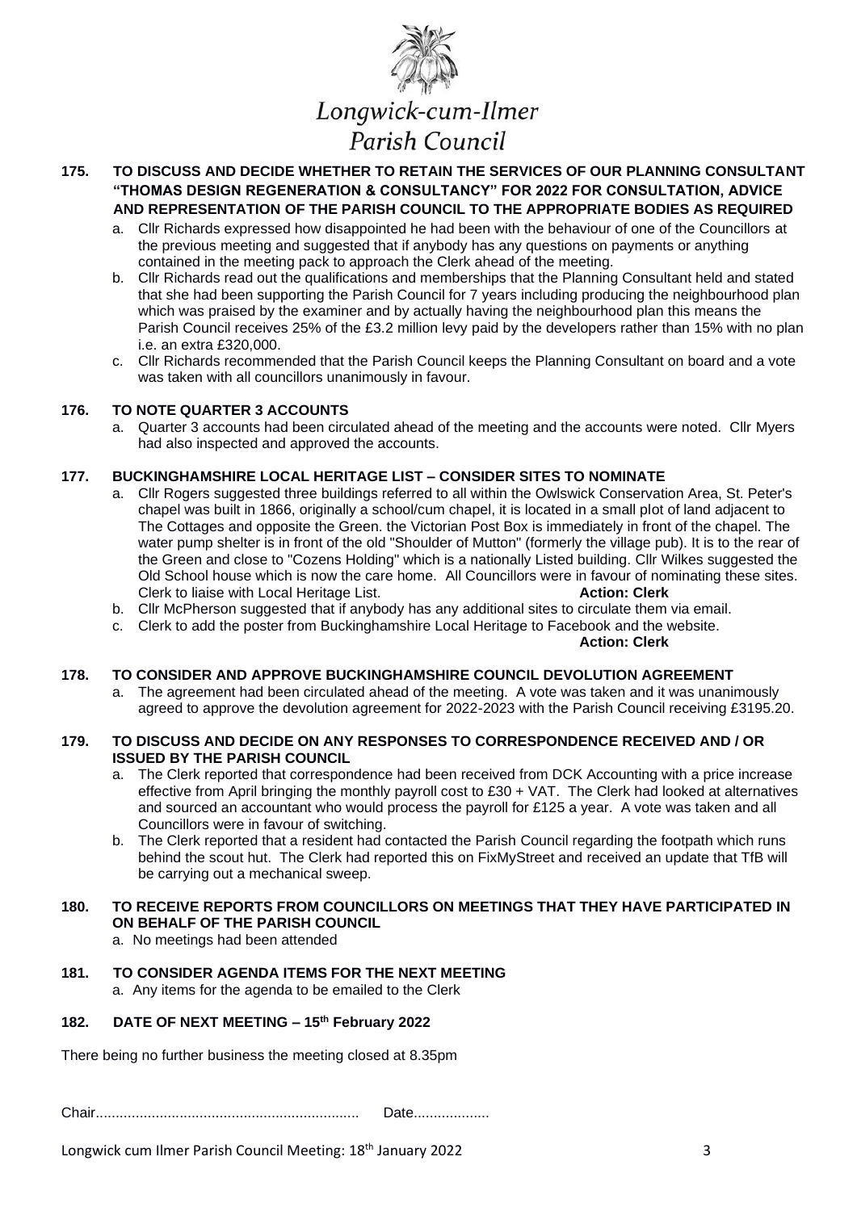Longwick-cum-Ilmer
Parish Council

**175. TO DISCUSS AND DECIDE WHETHER TO RETAIN THE SERVICES OF OUR PLANNING CONSULTANT "THOMAS DESIGN REGENERATION & CONSULTANCY" FOR 2022 FOR CONSULTATION, ADVICE AND REPRESENTATION OF THE PARISH COUNCIL TO THE APPROPRIATE BODIES AS REQUIRED**

a. Cllr Richards expressed how disappointed he had been with the behaviour of one of the Councillors at the previous meeting and suggested that if anybody has any questions on payments or anything contained in the meeting pack to approach the Clerk ahead of the meeting.

b. Cllr Richards read out the qualifications and memberships that the Planning Consultant held and stated that she had been supporting the Parish Council for 7 years including producing the neighbourhood plan which was praised by the examiner and by actually having the neighbourhood plan this means the Parish Council receives 25% of the £3.2 million levy paid by the developers rather than 15% with no plan i.e. an extra £320,000.

c. Cllr Richards recommended that the Parish Council keeps the Planning Consultant on board and a vote was taken with all councillors unanimously in favour.

**176. TO NOTE QUARTER 3 ACCOUNTS**

a. Quarter 3 accounts had been circulated ahead of the meeting and the accounts were noted. Cllr Myers had also inspected and approved the accounts.

**177. BUCKINGHAMSHIRE LOCAL HERITAGE LIST – CONSIDER SITES TO NOMINATE**

a. Cllr Rogers suggested three buildings referred to all within the Owlswick Conservation Area, St. Peter's chapel was built in 1866, originally a school/cum chapel, it is located in a small plot of land adjacent to The Cottages and opposite the Green. the Victorian Post Box is immediately in front of the chapel. The water pump shelter is in front of the old "Shoulder of Mutton" (formerly the village pub). It is to the rear of the Green and close to "Cozens Holding" which is a nationally Listed building. Cllr Wilkes suggested the Old School house which is now the care home. All Councillors were in favour of nominating these sites. Clerk to liaise with Local Heritage List. **Action: Clerk**

b. Cllr McPherson suggested that if anybody has any additional sites to circulate them via email.

c. Clerk to add the poster from Buckinghamshire Local Heritage to Facebook and the website.
**Action: Clerk**

**178. TO CONSIDER AND APPROVE BUCKINGHAMSHIRE COUNCIL DEVOLUTION AGREEMENT**

a. The agreement had been circulated ahead of the meeting. A vote was taken and it was unanimously agreed to approve the devolution agreement for 2022-2023 with the Parish Council receiving £3195.20.

**179. TO DISCUSS AND DECIDE ON ANY RESPONSES TO CORRESPONDENCE RECEIVED AND / OR ISSUED BY THE PARISH COUNCIL**

a. The Clerk reported that correspondence had been received from DCK Accounting with a price increase effective from April bringing the monthly payroll cost to £30 + VAT. The Clerk had looked at alternatives and sourced an accountant who would process the payroll for £125 a year. A vote was taken and all Councillors were in favour of switching.

b. The Clerk reported that a resident had contacted the Parish Council regarding the footpath which runs behind the scout hut. The Clerk had reported this on FixMyStreet and received an update that TfB will be carrying out a mechanical sweep.

**180. TO RECEIVE REPORTS FROM COUNCILLORS ON MEETINGS THAT THEY HAVE PARTICIPATED IN ON BEHALF OF THE PARISH COUNCIL**

a. No meetings had been attended

**181. TO CONSIDER AGENDA ITEMS FOR THE NEXT MEETING**

a. Any items for the agenda to be emailed to the Clerk

**182. DATE OF NEXT MEETING – 15th February 2022**

There being no further business the meeting closed at 8.35pm

Chair................................................................. Date...................